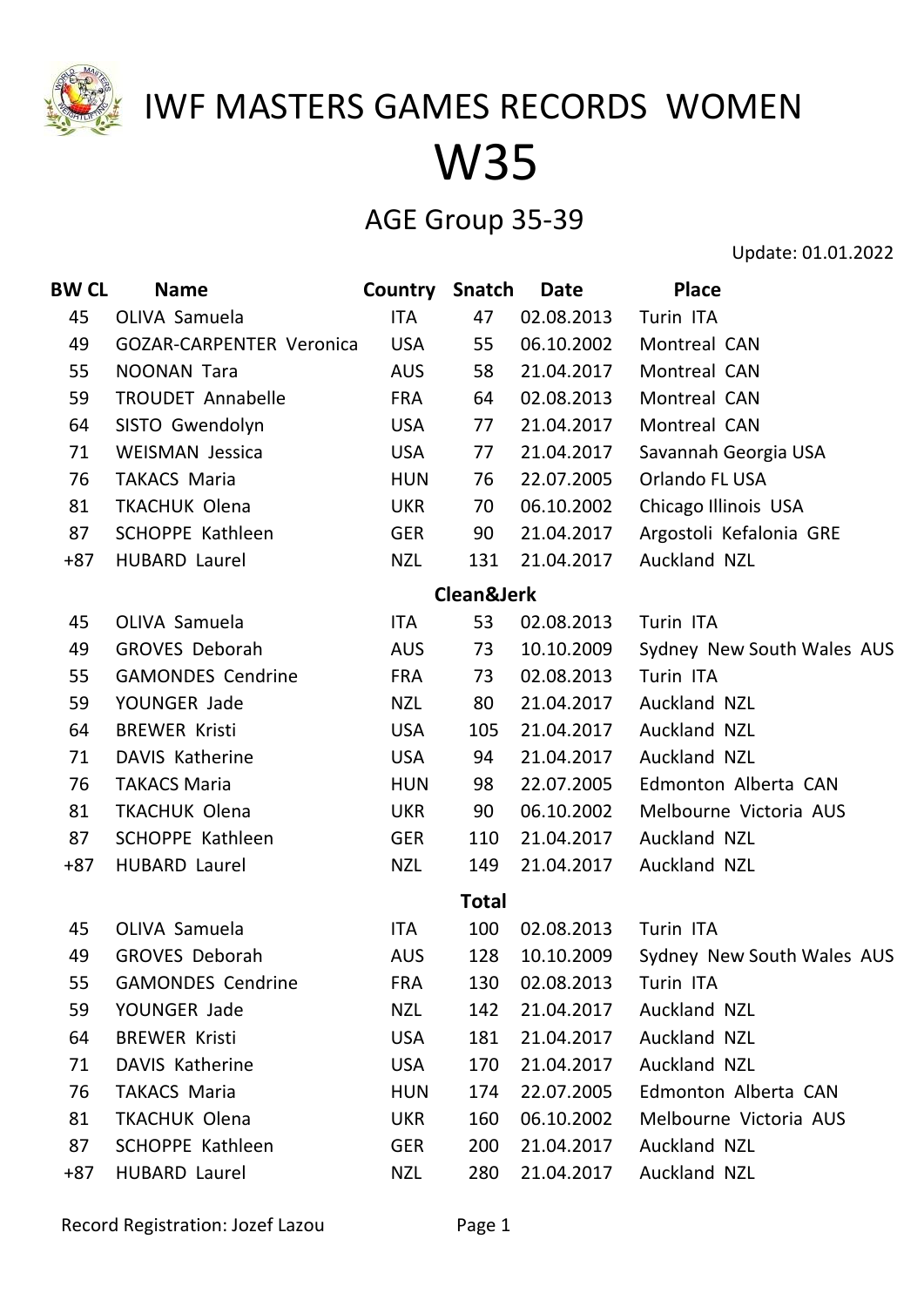# IWF MASTERS GAMES RECORDS WOMEN

# W35

## AGE Group 35-39

Update: 01.01.2022

| BW CL | Name | Country | Snatch | Date | Place |
|---|---|---|---|---|---|
| 45 | OLIVA Samuela | ITA | 47 | 02.08.2013 | Turin ITA |
| 49 | GOZAR-CARPENTER Veronica | USA | 55 | 06.10.2002 | Montreal CAN |
| 55 | NOONAN Tara | AUS | 58 | 21.04.2017 | Montreal CAN |
| 59 | TROUDET Annabelle | FRA | 64 | 02.08.2013 | Montreal CAN |
| 64 | SISTO Gwendolyn | USA | 77 | 21.04.2017 | Montreal CAN |
| 71 | WEISMAN Jessica | USA | 77 | 21.04.2017 | Savannah Georgia USA |
| 76 | TAKACS Maria | HUN | 76 | 22.07.2005 | Orlando FL USA |
| 81 | TKACHUK Olena | UKR | 70 | 06.10.2002 | Chicago Illinois USA |
| 87 | SCHOPPE Kathleen | GER | 90 | 21.04.2017 | Argostoli Kefalonia GRE |
| +87 | HUBARD Laurel | NZL | 131 | 21.04.2017 | Auckland NZL |
| | | | **Clean&Jerk** | | |
| 45 | OLIVA Samuela | ITA | 53 | 02.08.2013 | Turin ITA |
| 49 | GROVES Deborah | AUS | 73 | 10.10.2009 | Sydney New South Wales AUS |
| 55 | GAMONDES Cendrine | FRA | 73 | 02.08.2013 | Turin ITA |
| 59 | YOUNGER Jade | NZL | 80 | 21.04.2017 | Auckland NZL |
| 64 | BREWER Kristi | USA | 105 | 21.04.2017 | Auckland NZL |
| 71 | DAVIS Katherine | USA | 94 | 21.04.2017 | Auckland NZL |
| 76 | TAKACS Maria | HUN | 98 | 22.07.2005 | Edmonton Alberta CAN |
| 81 | TKACHUK Olena | UKR | 90 | 06.10.2002 | Melbourne Victoria AUS |
| 87 | SCHOPPE Kathleen | GER | 110 | 21.04.2017 | Auckland NZL |
| +87 | HUBARD Laurel | NZL | 149 | 21.04.2017 | Auckland NZL |
| | | | **Total** | | |
| 45 | OLIVA Samuela | ITA | 100 | 02.08.2013 | Turin ITA |
| 49 | GROVES Deborah | AUS | 128 | 10.10.2009 | Sydney New South Wales AUS |
| 55 | GAMONDES Cendrine | FRA | 130 | 02.08.2013 | Turin ITA |
| 59 | YOUNGER Jade | NZL | 142 | 21.04.2017 | Auckland NZL |
| 64 | BREWER Kristi | USA | 181 | 21.04.2017 | Auckland NZL |
| 71 | DAVIS Katherine | USA | 170 | 21.04.2017 | Auckland NZL |
| 76 | TAKACS Maria | HUN | 174 | 22.07.2005 | Edmonton Alberta CAN |
| 81 | TKACHUK Olena | UKR | 160 | 06.10.2002 | Melbourne Victoria AUS |
| 87 | SCHOPPE Kathleen | GER | 200 | 21.04.2017 | Auckland NZL |
| +87 | HUBARD Laurel | NZL | 280 | 21.04.2017 | Auckland NZL |

Record Registration: Jozef Lazou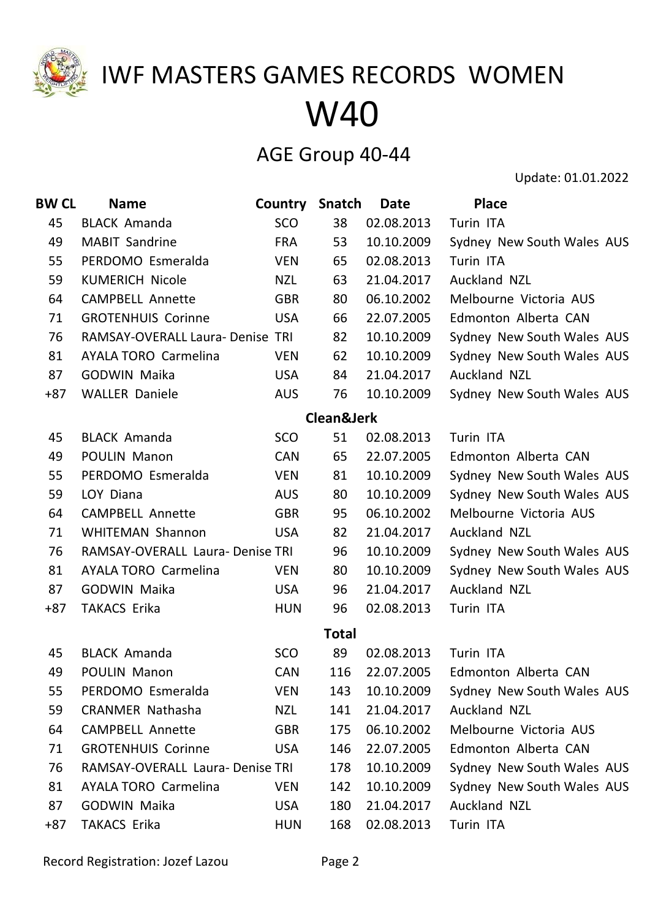# IWF MASTERS GAMES RECORDS WOMEN

# W40

## AGE Group 40-44

Update: 01.01.2022

| BW CL | Name | Country | Snatch | Date | Place |
|---|---|---|---|---|---|
| 45 | BLACK Amanda | SCO | 38 | 02.08.2013 | Turin ITA |
| 49 | MABIT Sandrine | FRA | 53 | 10.10.2009 | Sydney New South Wales AUS |
| 55 | PERDOMO Esmeralda | VEN | 65 | 02.08.2013 | Turin ITA |
| 59 | KUMERICH Nicole | NZL | 63 | 21.04.2017 | Auckland NZL |
| 64 | CAMPBELL Annette | GBR | 80 | 06.10.2002 | Melbourne Victoria AUS |
| 71 | GROTENHUIS Corinne | USA | 66 | 22.07.2005 | Edmonton Alberta CAN |
| 76 | RAMSAY-OVERALL Laura- Denise | TRI | 82 | 10.10.2009 | Sydney New South Wales AUS |
| 81 | AYALA TORO Carmelina | VEN | 62 | 10.10.2009 | Sydney New South Wales AUS |
| 87 | GODWIN Maika | USA | 84 | 21.04.2017 | Auckland NZL |
| +87 | WALLER Daniele | AUS | 76 | 10.10.2009 | Sydney New South Wales AUS |
| | | | **Clean&Jerk** | | |
| 45 | BLACK Amanda | SCO | 51 | 02.08.2013 | Turin ITA |
| 49 | POULIN Manon | CAN | 65 | 22.07.2005 | Edmonton Alberta CAN |
| 55 | PERDOMO Esmeralda | VEN | 81 | 10.10.2009 | Sydney New South Wales AUS |
| 59 | LOY Diana | AUS | 80 | 10.10.2009 | Sydney New South Wales AUS |
| 64 | CAMPBELL Annette | GBR | 95 | 06.10.2002 | Melbourne Victoria AUS |
| 71 | WHITEMAN Shannon | USA | 82 | 21.04.2017 | Auckland NZL |
| 76 | RAMSAY-OVERALL Laura- Denise | TRI | 96 | 10.10.2009 | Sydney New South Wales AUS |
| 81 | AYALA TORO Carmelina | VEN | 80 | 10.10.2009 | Sydney New South Wales AUS |
| 87 | GODWIN Maika | USA | 96 | 21.04.2017 | Auckland NZL |
| +87 | TAKACS Erika | HUN | 96 | 02.08.2013 | Turin ITA |
| | | | **Total** | | |
| 45 | BLACK Amanda | SCO | 89 | 02.08.2013 | Turin ITA |
| 49 | POULIN Manon | CAN | 116 | 22.07.2005 | Edmonton Alberta CAN |
| 55 | PERDOMO Esmeralda | VEN | 143 | 10.10.2009 | Sydney New South Wales AUS |
| 59 | CRANMER Nathasha | NZL | 141 | 21.04.2017 | Auckland NZL |
| 64 | CAMPBELL Annette | GBR | 175 | 06.10.2002 | Melbourne Victoria AUS |
| 71 | GROTENHUIS Corinne | USA | 146 | 22.07.2005 | Edmonton Alberta CAN |
| 76 | RAMSAY-OVERALL Laura- Denise | TRI | 178 | 10.10.2009 | Sydney New South Wales AUS |
| 81 | AYALA TORO Carmelina | VEN | 142 | 10.10.2009 | Sydney New South Wales AUS |
| 87 | GODWIN Maika | USA | 180 | 21.04.2017 | Auckland NZL |
| +87 | TAKACS Erika | HUN | 168 | 02.08.2013 | Turin ITA |

Record Registration: Jozef Lazou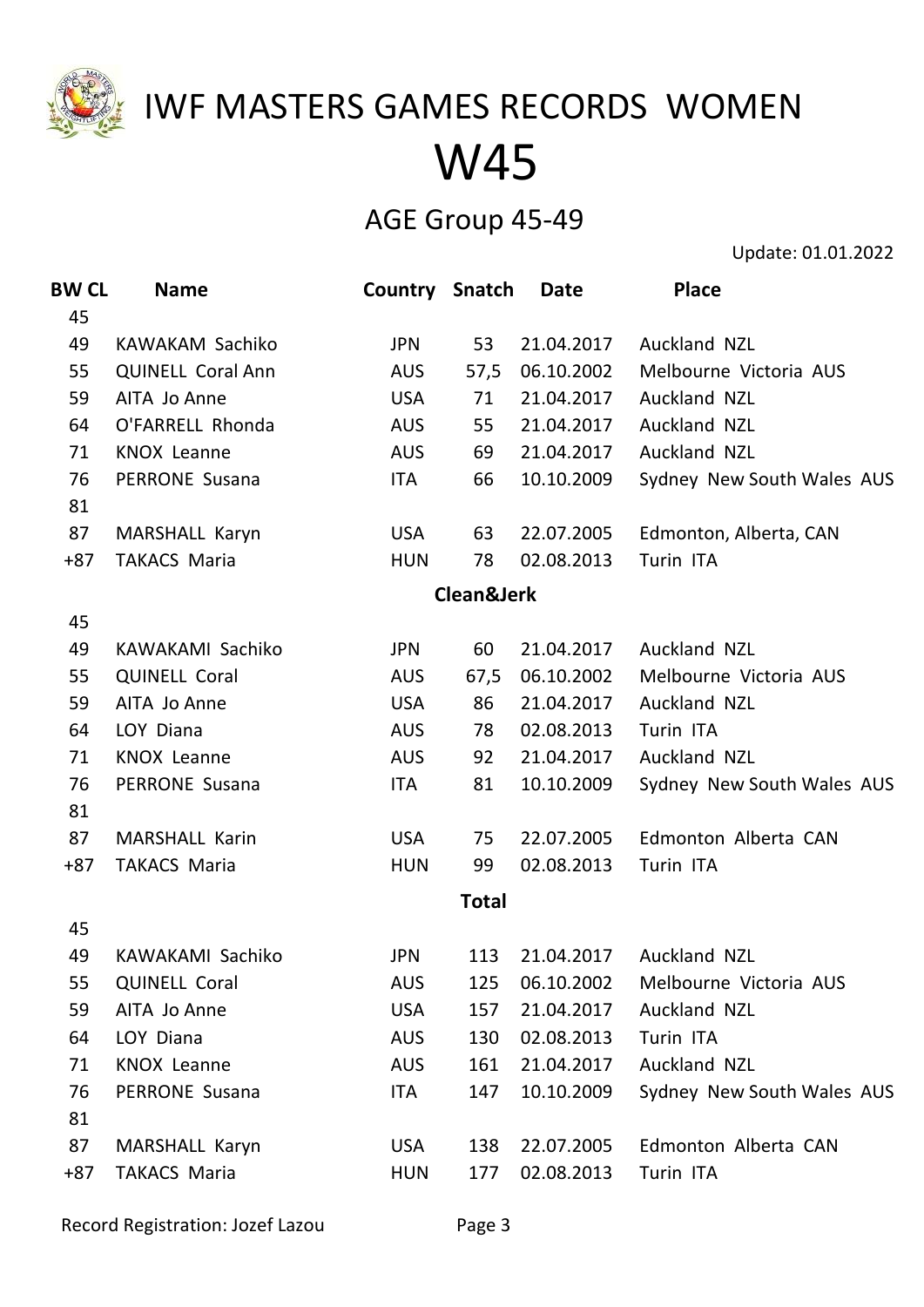# IWF MASTERS GAMES RECORDS WOMEN

# W45

## AGE Group 45-49

Update: 01.01.2022

| BW CL | Name | Country | Snatch | Date | Place |
|---|---|---|---|---|---|
| 45 | | | | | |
| 49 | KAWAKAM Sachiko | JPN | 53 | 21.04.2017 | Auckland NZL |
| 55 | QUINELL Coral Ann | AUS | 57,5 | 06.10.2002 | Melbourne Victoria AUS |
| 59 | AITA Jo Anne | USA | 71 | 21.04.2017 | Auckland NZL |
| 64 | O'FARRELL Rhonda | AUS | 55 | 21.04.2017 | Auckland NZL |
| 71 | KNOX Leanne | AUS | 69 | 21.04.2017 | Auckland NZL |
| 76 | PERRONE Susana | ITA | 66 | 10.10.2009 | Sydney New South Wales AUS |
| 81 | | | | | |
| 87 | MARSHALL Karyn | USA | 63 | 22.07.2005 | Edmonton, Alberta, CAN |
| +87 | TAKACS Maria | HUN | 78 | 02.08.2013 | Turin ITA |
| | | | **Clean&Jerk** | | |
| 45 | | | | | |
| 49 | KAWAKAMI Sachiko | JPN | 60 | 21.04.2017 | Auckland NZL |
| 55 | QUINELL Coral | AUS | 67,5 | 06.10.2002 | Melbourne Victoria AUS |
| 59 | AITA Jo Anne | USA | 86 | 21.04.2017 | Auckland NZL |
| 64 | LOY Diana | AUS | 78 | 02.08.2013 | Turin ITA |
| 71 | KNOX Leanne | AUS | 92 | 21.04.2017 | Auckland NZL |
| 76 | PERRONE Susana | ITA | 81 | 10.10.2009 | Sydney New South Wales AUS |
| 81 | | | | | |
| 87 | MARSHALL Karin | USA | 75 | 22.07.2005 | Edmonton Alberta CAN |
| +87 | TAKACS Maria | HUN | 99 | 02.08.2013 | Turin ITA |
| | | | **Total** | | |
| 45 | | | | | |
| 49 | KAWAKAMI Sachiko | JPN | 113 | 21.04.2017 | Auckland NZL |
| 55 | QUINELL Coral | AUS | 125 | 06.10.2002 | Melbourne Victoria AUS |
| 59 | AITA Jo Anne | USA | 157 | 21.04.2017 | Auckland NZL |
| 64 | LOY Diana | AUS | 130 | 02.08.2013 | Turin ITA |
| 71 | KNOX Leanne | AUS | 161 | 21.04.2017 | Auckland NZL |
| 76 | PERRONE Susana | ITA | 147 | 10.10.2009 | Sydney New South Wales AUS |
| 81 | | | | | |
| 87 | MARSHALL Karyn | USA | 138 | 22.07.2005 | Edmonton Alberta CAN |
| +87 | TAKACS Maria | HUN | 177 | 02.08.2013 | Turin ITA |

Record Registration: Jozef Lazou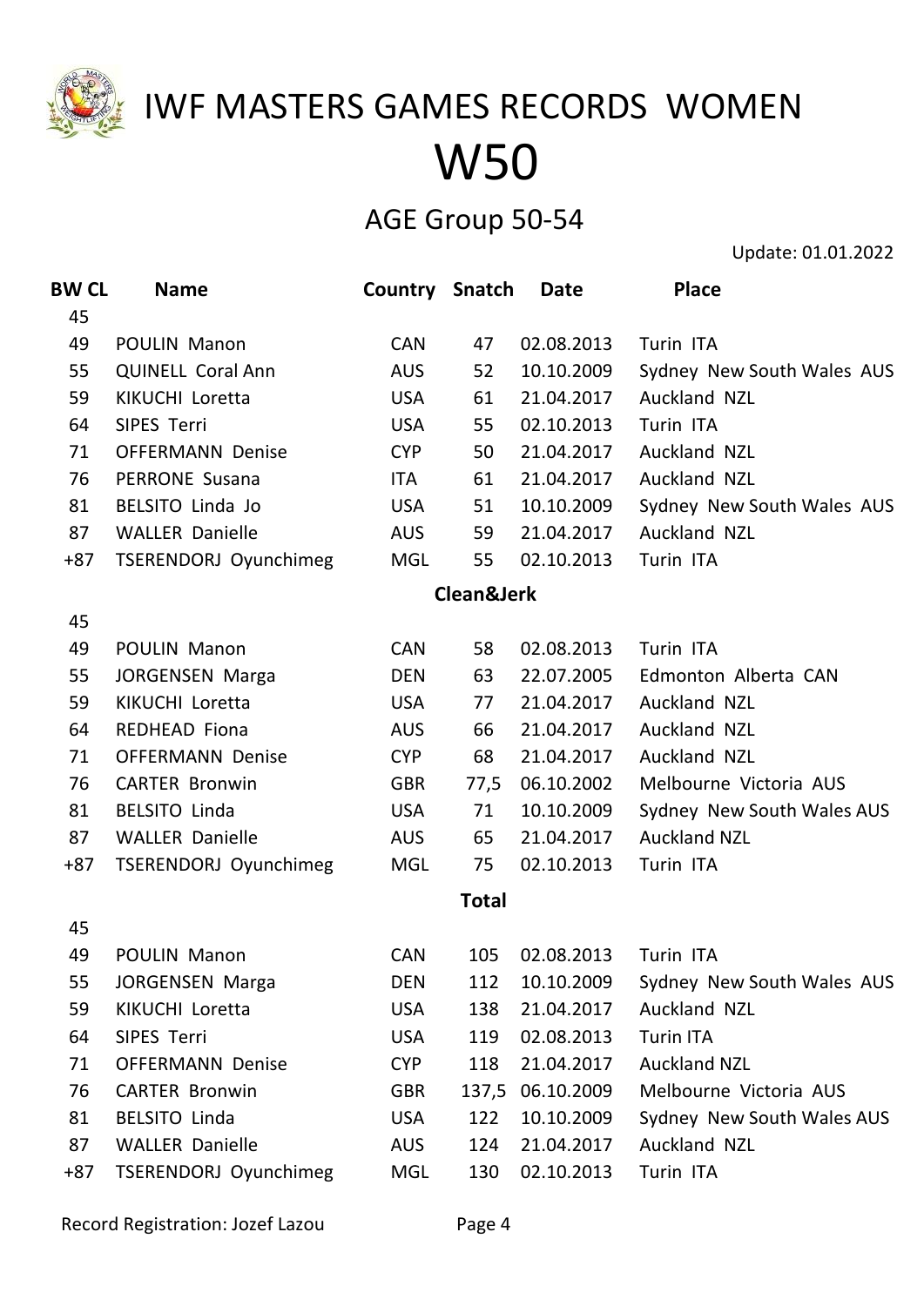# IWF MASTERS GAMES RECORDS WOMEN

# W50

## AGE Group 50-54

Update: 01.01.2022

| BW CL | Name | Country | Snatch | Date | Place |
|---|---|---|---|---|---|
| 45 | | | | | |
| 49 | POULIN Manon | CAN | 47 | 02.08.2013 | Turin ITA |
| 55 | QUINELL Coral Ann | AUS | 52 | 10.10.2009 | Sydney New South Wales AUS |
| 59 | KIKUCHI Loretta | USA | 61 | 21.04.2017 | Auckland NZL |
| 64 | SIPES Terri | USA | 55 | 02.10.2013 | Turin ITA |
| 71 | OFFERMANN Denise | CYP | 50 | 21.04.2017 | Auckland NZL |
| 76 | PERRONE Susana | ITA | 61 | 21.04.2017 | Auckland NZL |
| 81 | BELSITO Linda Jo | USA | 51 | 10.10.2009 | Sydney New South Wales AUS |
| 87 | WALLER Danielle | AUS | 59 | 21.04.2017 | Auckland NZL |
| +87 | TSERENDORJ Oyunchimeg | MGL | 55 | 02.10.2013 | Turin ITA |
| | | | **Clean&Jerk** | | |
| 45 | | | | | |
| 49 | POULIN Manon | CAN | 58 | 02.08.2013 | Turin ITA |
| 55 | JORGENSEN Marga | DEN | 63 | 22.07.2005 | Edmonton Alberta CAN |
| 59 | KIKUCHI Loretta | USA | 77 | 21.04.2017 | Auckland NZL |
| 64 | REDHEAD Fiona | AUS | 66 | 21.04.2017 | Auckland NZL |
| 71 | OFFERMANN Denise | CYP | 68 | 21.04.2017 | Auckland NZL |
| 76 | CARTER Bronwin | GBR | 77,5 | 06.10.2002 | Melbourne Victoria AUS |
| 81 | BELSITO Linda | USA | 71 | 10.10.2009 | Sydney New South Wales AUS |
| 87 | WALLER Danielle | AUS | 65 | 21.04.2017 | Auckland NZL |
| +87 | TSERENDORJ Oyunchimeg | MGL | 75 | 02.10.2013 | Turin ITA |
| | | | **Total** | | |
| 45 | | | | | |
| 49 | POULIN Manon | CAN | 105 | 02.08.2013 | Turin ITA |
| 55 | JORGENSEN Marga | DEN | 112 | 10.10.2009 | Sydney New South Wales AUS |
| 59 | KIKUCHI Loretta | USA | 138 | 21.04.2017 | Auckland NZL |
| 64 | SIPES Terri | USA | 119 | 02.08.2013 | Turin ITA |
| 71 | OFFERMANN Denise | CYP | 118 | 21.04.2017 | Auckland NZL |
| 76 | CARTER Bronwin | GBR | 137,5 | 06.10.2009 | Melbourne Victoria AUS |
| 81 | BELSITO Linda | USA | 122 | 10.10.2009 | Sydney New South Wales AUS |
| 87 | WALLER Danielle | AUS | 124 | 21.04.2017 | Auckland NZL |
| +87 | TSERENDORJ Oyunchimeg | MGL | 130 | 02.10.2013 | Turin ITA |

Record Registration: Jozef Lazou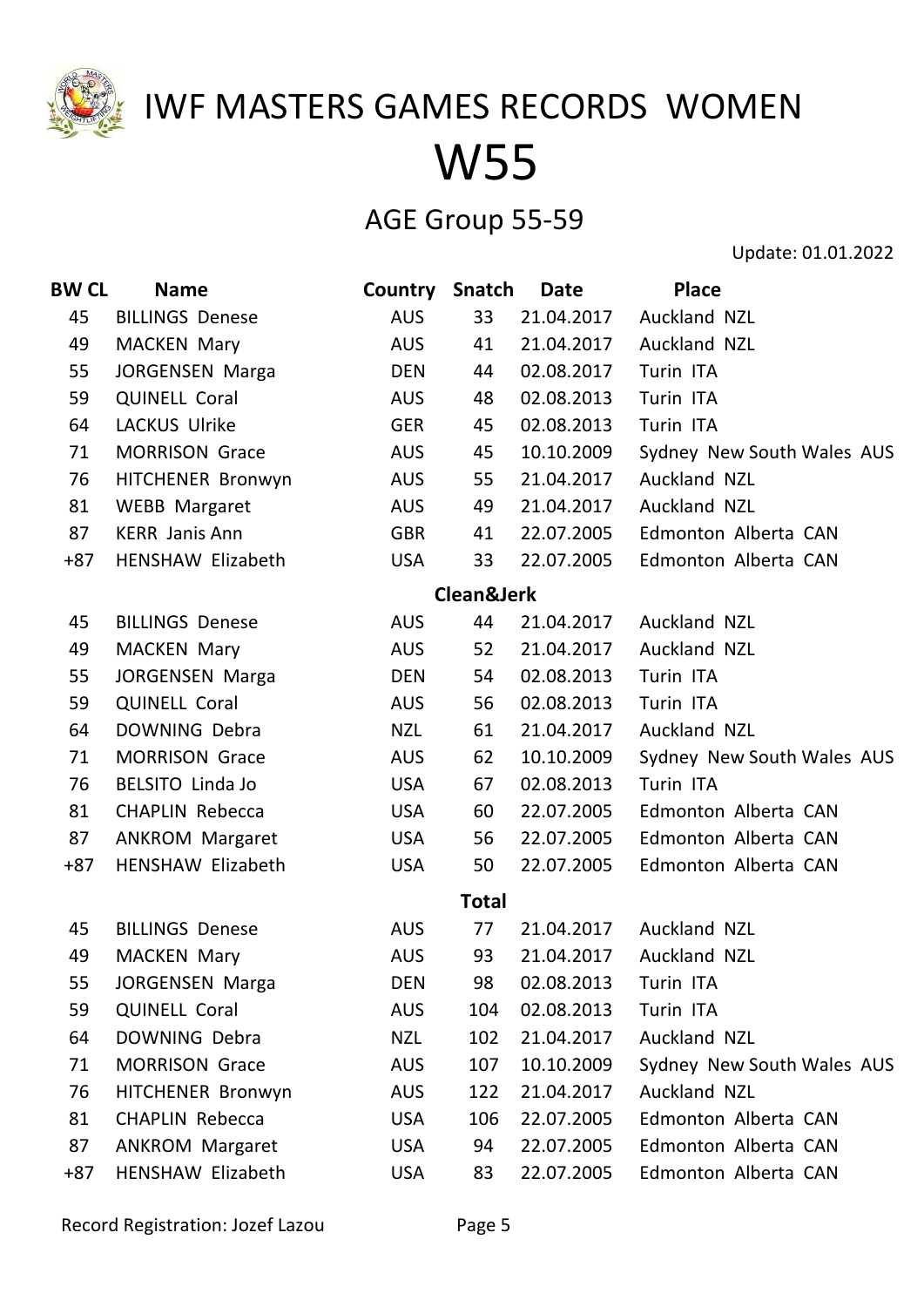# IWF MASTERS GAMES RECORDS WOMEN

# W55

## AGE Group 55-59

Update: 01.01.2022

| BW CL | Name | Country | Snatch | Date | Place |
|---|---|---|---|---|---|
| 45 | BILLINGS Denese | AUS | 33 | 21.04.2017 | Auckland NZL |
| 49 | MACKEN Mary | AUS | 41 | 21.04.2017 | Auckland NZL |
| 55 | JORGENSEN Marga | DEN | 44 | 02.08.2017 | Turin ITA |
| 59 | QUINELL Coral | AUS | 48 | 02.08.2013 | Turin ITA |
| 64 | LACKUS Ulrike | GER | 45 | 02.08.2013 | Turin ITA |
| 71 | MORRISON Grace | AUS | 45 | 10.10.2009 | Sydney New South Wales AUS |
| 76 | HITCHENER Bronwyn | AUS | 55 | 21.04.2017 | Auckland NZL |
| 81 | WEBB Margaret | AUS | 49 | 21.04.2017 | Auckland NZL |
| 87 | KERR Janis Ann | GBR | 41 | 22.07.2005 | Edmonton Alberta CAN |
| +87 | HENSHAW Elizabeth | USA | 33 | 22.07.2005 | Edmonton Alberta CAN |
| | | | **Clean&Jerk** | | |
| 45 | BILLINGS Denese | AUS | 44 | 21.04.2017 | Auckland NZL |
| 49 | MACKEN Mary | AUS | 52 | 21.04.2017 | Auckland NZL |
| 55 | JORGENSEN Marga | DEN | 54 | 02.08.2013 | Turin ITA |
| 59 | QUINELL Coral | AUS | 56 | 02.08.2013 | Turin ITA |
| 64 | DOWNING Debra | NZL | 61 | 21.04.2017 | Auckland NZL |
| 71 | MORRISON Grace | AUS | 62 | 10.10.2009 | Sydney New South Wales AUS |
| 76 | BELSITO Linda Jo | USA | 67 | 02.08.2013 | Turin ITA |
| 81 | CHAPLIN Rebecca | USA | 60 | 22.07.2005 | Edmonton Alberta CAN |
| 87 | ANKROM Margaret | USA | 56 | 22.07.2005 | Edmonton Alberta CAN |
| +87 | HENSHAW Elizabeth | USA | 50 | 22.07.2005 | Edmonton Alberta CAN |
| | | | **Total** | | |
| 45 | BILLINGS Denese | AUS | 77 | 21.04.2017 | Auckland NZL |
| 49 | MACKEN Mary | AUS | 93 | 21.04.2017 | Auckland NZL |
| 55 | JORGENSEN Marga | DEN | 98 | 02.08.2013 | Turin ITA |
| 59 | QUINELL Coral | AUS | 104 | 02.08.2013 | Turin ITA |
| 64 | DOWNING Debra | NZL | 102 | 21.04.2017 | Auckland NZL |
| 71 | MORRISON Grace | AUS | 107 | 10.10.2009 | Sydney New South Wales AUS |
| 76 | HITCHENER Bronwyn | AUS | 122 | 21.04.2017 | Auckland NZL |
| 81 | CHAPLIN Rebecca | USA | 106 | 22.07.2005 | Edmonton Alberta CAN |
| 87 | ANKROM Margaret | USA | 94 | 22.07.2005 | Edmonton Alberta CAN |
| +87 | HENSHAW Elizabeth | USA | 83 | 22.07.2005 | Edmonton Alberta CAN |

Record Registration: Jozef Lazou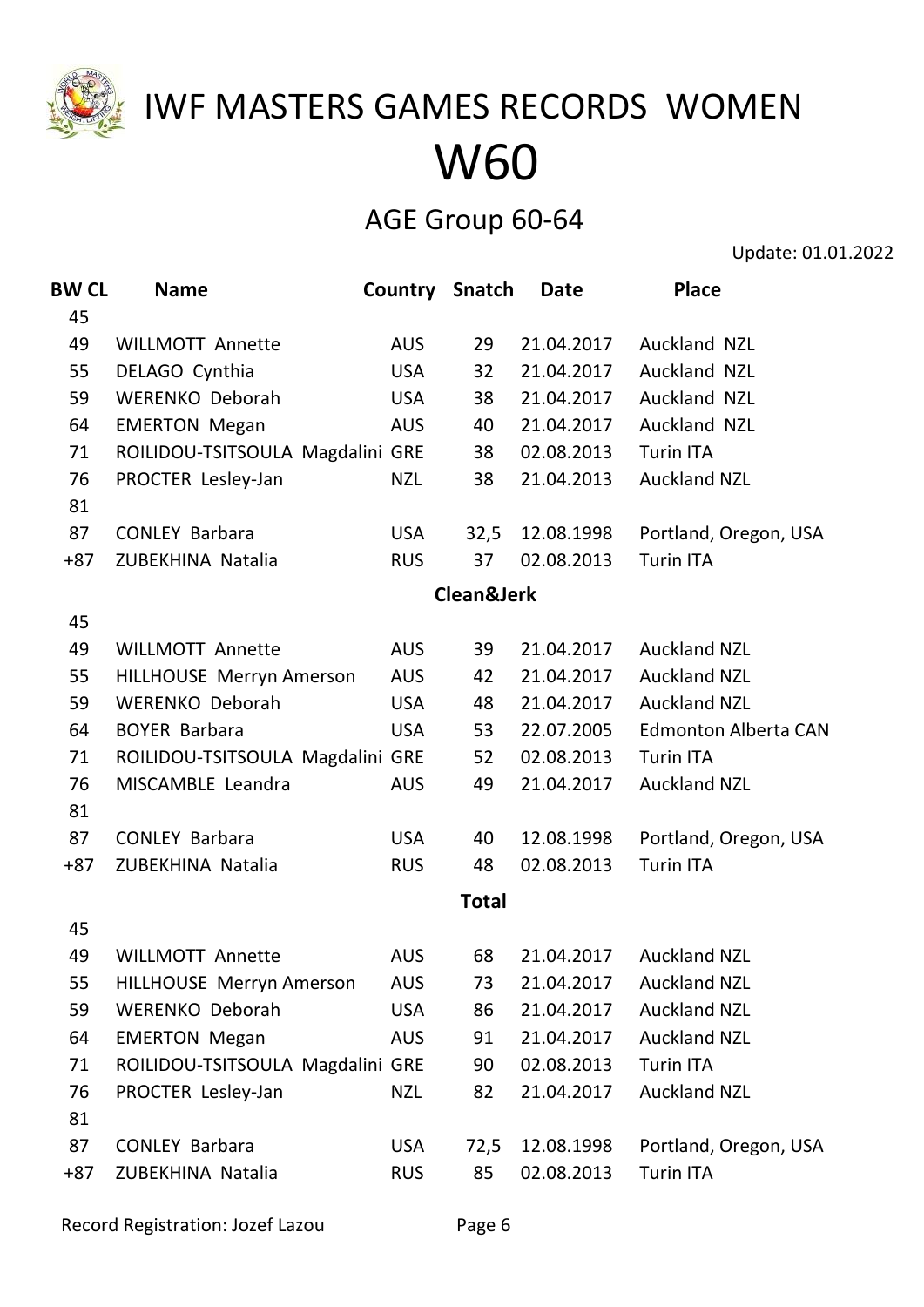# IWF MASTERS GAMES RECORDS WOMEN

# W60

## AGE Group 60-64

Update: 01.01.2022

| BW CL | Name | Country | Snatch | Date | Place |
|---|---|---|---|---|---|
| 45 | | | | | |
| 49 | WILLMOTT Annette | AUS | 29 | 21.04.2017 | Auckland NZL |
| 55 | DELAGO Cynthia | USA | 32 | 21.04.2017 | Auckland NZL |
| 59 | WERENKO Deborah | USA | 38 | 21.04.2017 | Auckland NZL |
| 64 | EMERTON Megan | AUS | 40 | 21.04.2017 | Auckland NZL |
| 71 | ROILIDOU-TSITSOULA Magdalini | GRE | 38 | 02.08.2013 | Turin ITA |
| 76 | PROCTER Lesley-Jan | NZL | 38 | 21.04.2013 | Auckland NZL |
| 81 | | | | | |
| 87 | CONLEY Barbara | USA | 32,5 | 12.08.1998 | Portland, Oregon, USA |
| +87 | ZUBEKHINA Natalia | RUS | 37 | 02.08.2013 | Turin ITA |
| | | | **Clean&Jerk** | | |
| 45 | | | | | |
| 49 | WILLMOTT Annette | AUS | 39 | 21.04.2017 | Auckland NZL |
| 55 | HILLHOUSE Merryn Amerson | AUS | 42 | 21.04.2017 | Auckland NZL |
| 59 | WERENKO Deborah | USA | 48 | 21.04.2017 | Auckland NZL |
| 64 | BOYER Barbara | USA | 53 | 22.07.2005 | Edmonton Alberta CAN |
| 71 | ROILIDOU-TSITSOULA Magdalini | GRE | 52 | 02.08.2013 | Turin ITA |
| 76 | MISCAMBLE Leandra | AUS | 49 | 21.04.2017 | Auckland NZL |
| 81 | | | | | |
| 87 | CONLEY Barbara | USA | 40 | 12.08.1998 | Portland, Oregon, USA |
| +87 | ZUBEKHINA Natalia | RUS | 48 | 02.08.2013 | Turin ITA |
| | | | **Total** | | |
| 45 | | | | | |
| 49 | WILLMOTT Annette | AUS | 68 | 21.04.2017 | Auckland NZL |
| 55 | HILLHOUSE Merryn Amerson | AUS | 73 | 21.04.2017 | Auckland NZL |
| 59 | WERENKO Deborah | USA | 86 | 21.04.2017 | Auckland NZL |
| 64 | EMERTON Megan | AUS | 91 | 21.04.2017 | Auckland NZL |
| 71 | ROILIDOU-TSITSOULA Magdalini | GRE | 90 | 02.08.2013 | Turin ITA |
| 76 | PROCTER Lesley-Jan | NZL | 82 | 21.04.2017 | Auckland NZL |
| 81 | | | | | |
| 87 | CONLEY Barbara | USA | 72,5 | 12.08.1998 | Portland, Oregon, USA |
| +87 | ZUBEKHINA Natalia | RUS | 85 | 02.08.2013 | Turin ITA |

Record Registration: Jozef Lazou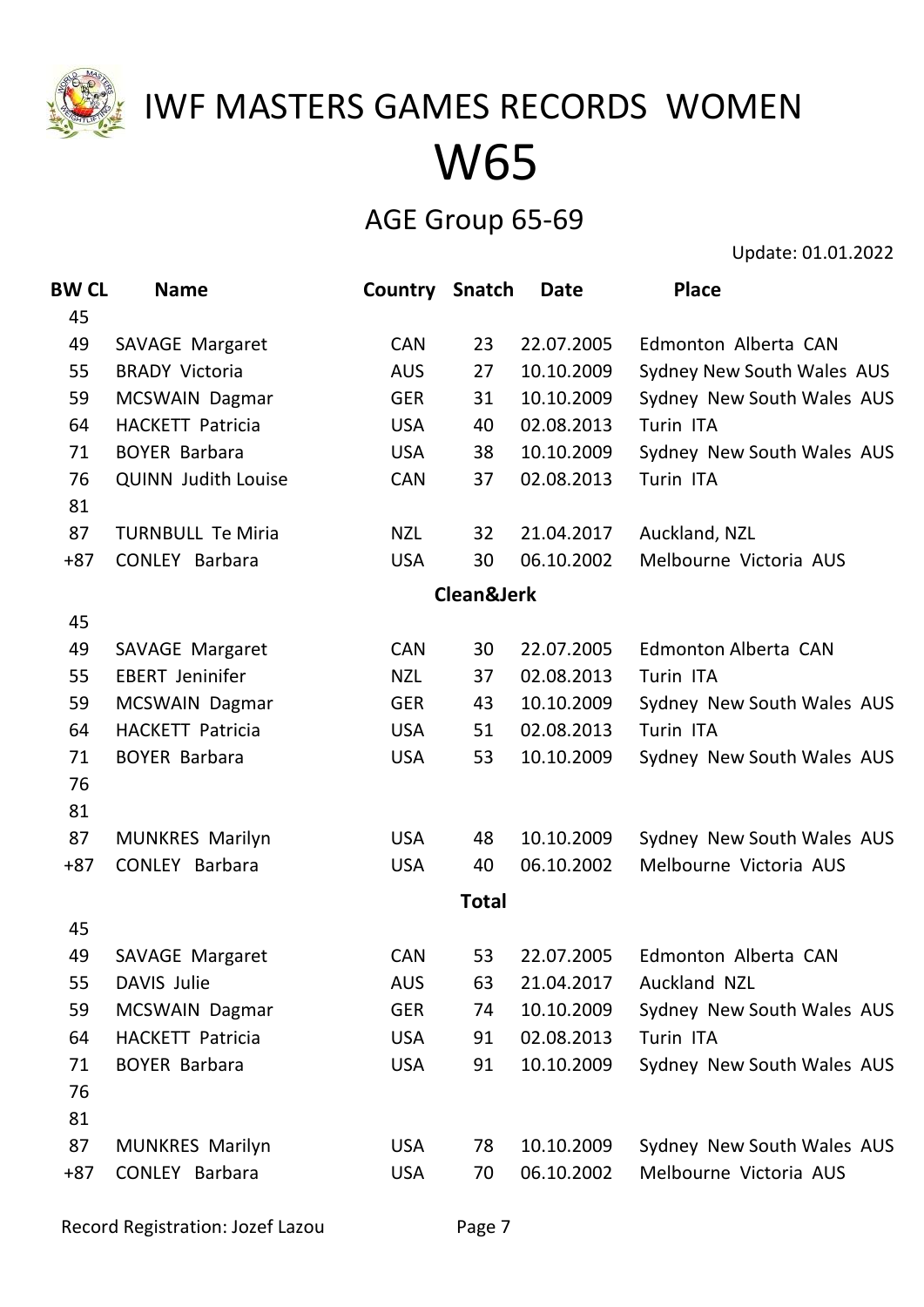# IWF MASTERS GAMES RECORDS WOMEN

# W65

## AGE Group 65-69

Update: 01.01.2022

| BW CL | Name | Country | Snatch | Date | Place |
|---|---|---|---|---|---|
| 45 | | | | | |
| 49 | SAVAGE Margaret | CAN | 23 | 22.07.2005 | Edmonton Alberta CAN |
| 55 | BRADY Victoria | AUS | 27 | 10.10.2009 | Sydney New South Wales AUS |
| 59 | MCSWAIN Dagmar | GER | 31 | 10.10.2009 | Sydney New South Wales AUS |
| 64 | HACKETT Patricia | USA | 40 | 02.08.2013 | Turin ITA |
| 71 | BOYER Barbara | USA | 38 | 10.10.2009 | Sydney New South Wales AUS |
| 76 | QUINN Judith Louise | CAN | 37 | 02.08.2013 | Turin ITA |
| 81 | | | | | |
| 87 | TURNBULL Te Miria | NZL | 32 | 21.04.2017 | Auckland, NZL |
| +87 | CONLEY Barbara | USA | 30 | 06.10.2002 | Melbourne Victoria AUS |
| | | | **Clean&Jerk** | | |
| 45 | | | | | |
| 49 | SAVAGE Margaret | CAN | 30 | 22.07.2005 | Edmonton Alberta CAN |
| 55 | EBERT Jeninifer | NZL | 37 | 02.08.2013 | Turin ITA |
| 59 | MCSWAIN Dagmar | GER | 43 | 10.10.2009 | Sydney New South Wales AUS |
| 64 | HACKETT Patricia | USA | 51 | 02.08.2013 | Turin ITA |
| 71 | BOYER Barbara | USA | 53 | 10.10.2009 | Sydney New South Wales AUS |
| 76 | | | | | |
| 81 | | | | | |
| 87 | MUNKRES Marilyn | USA | 48 | 10.10.2009 | Sydney New South Wales AUS |
| +87 | CONLEY Barbara | USA | 40 | 06.10.2002 | Melbourne Victoria AUS |
| | | | **Total** | | |
| 45 | | | | | |
| 49 | SAVAGE Margaret | CAN | 53 | 22.07.2005 | Edmonton Alberta CAN |
| 55 | DAVIS Julie | AUS | 63 | 21.04.2017 | Auckland NZL |
| 59 | MCSWAIN Dagmar | GER | 74 | 10.10.2009 | Sydney New South Wales AUS |
| 64 | HACKETT Patricia | USA | 91 | 02.08.2013 | Turin ITA |
| 71 | BOYER Barbara | USA | 91 | 10.10.2009 | Sydney New South Wales AUS |
| 76 | | | | | |
| 81 | | | | | |
| 87 | MUNKRES Marilyn | USA | 78 | 10.10.2009 | Sydney New South Wales AUS |
| +87 | CONLEY Barbara | USA | 70 | 06.10.2002 | Melbourne Victoria AUS |

Record Registration: Jozef Lazou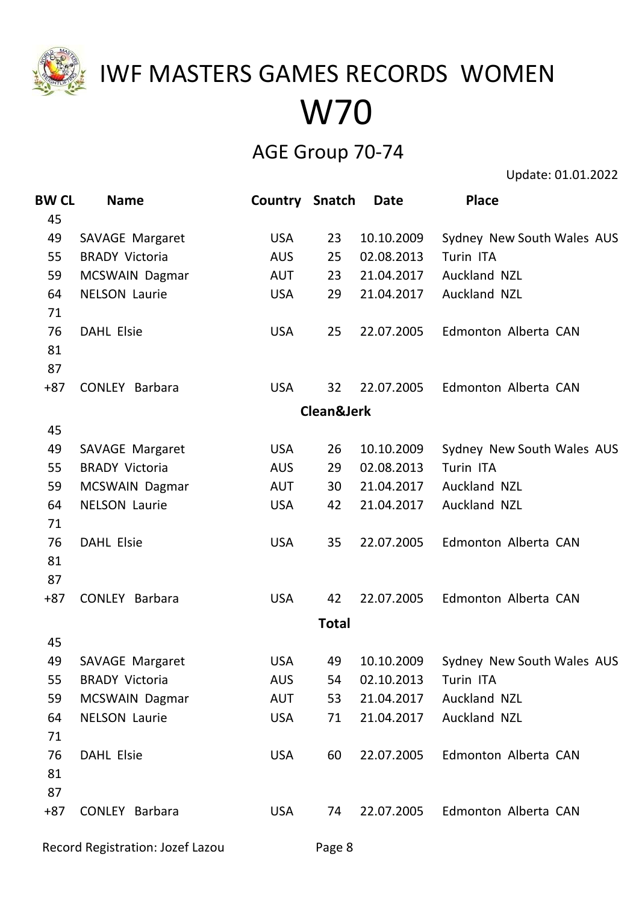# IWF MASTERS GAMES RECORDS WOMEN

# W70

## AGE Group 70-74

Update: 01.01.2022

| BW CL | Name | Country | Snatch | Date | Place |
|---|---|---|---|---|---|
| 45 | | | | | |
| 49 | SAVAGE Margaret | USA | 23 | 10.10.2009 | Sydney New South Wales AUS |
| 55 | BRADY Victoria | AUS | 25 | 02.08.2013 | Turin ITA |
| 59 | MCSWAIN Dagmar | AUT | 23 | 21.04.2017 | Auckland NZL |
| 64 | NELSON Laurie | USA | 29 | 21.04.2017 | Auckland NZL |
| 71 | | | | | |
| 76 | DAHL Elsie | USA | 25 | 22.07.2005 | Edmonton Alberta CAN |
| 81 | | | | | |
| 87 | | | | | |
| +87 | CONLEY Barbara | USA | 32 | 22.07.2005 | Edmonton Alberta CAN |
| | | | **Clean&Jerk** | | |
| 45 | | | | | |
| 49 | SAVAGE Margaret | USA | 26 | 10.10.2009 | Sydney New South Wales AUS |
| 55 | BRADY Victoria | AUS | 29 | 02.08.2013 | Turin ITA |
| 59 | MCSWAIN Dagmar | AUT | 30 | 21.04.2017 | Auckland NZL |
| 64 | NELSON Laurie | USA | 42 | 21.04.2017 | Auckland NZL |
| 71 | | | | | |
| 76 | DAHL Elsie | USA | 35 | 22.07.2005 | Edmonton Alberta CAN |
| 81 | | | | | |
| 87 | | | | | |
| +87 | CONLEY Barbara | USA | 42 | 22.07.2005 | Edmonton Alberta CAN |
| | | | **Total** | | |
| 45 | | | | | |
| 49 | SAVAGE Margaret | USA | 49 | 10.10.2009 | Sydney New South Wales AUS |
| 55 | BRADY Victoria | AUS | 54 | 02.10.2013 | Turin ITA |
| 59 | MCSWAIN Dagmar | AUT | 53 | 21.04.2017 | Auckland NZL |
| 64 | NELSON Laurie | USA | 71 | 21.04.2017 | Auckland NZL |
| 71 | | | | | |
| 76 | DAHL Elsie | USA | 60 | 22.07.2005 | Edmonton Alberta CAN |
| 81 | | | | | |
| 87 | | | | | |
| +87 | CONLEY Barbara | USA | 74 | 22.07.2005 | Edmonton Alberta CAN |

Record Registration: Jozef Lazou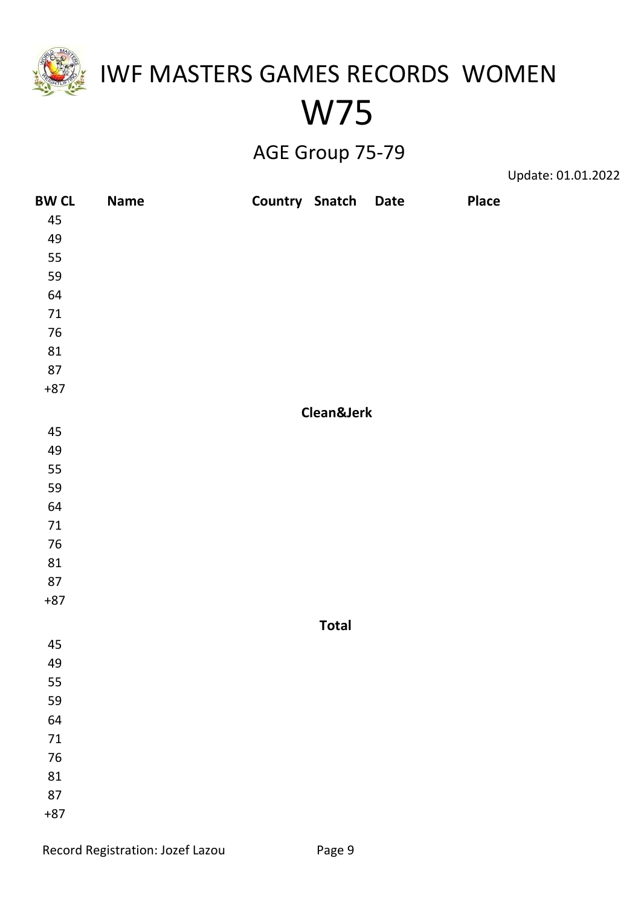# IWF MASTERS GAMES RECORDS WOMEN

# W75

## AGE Group 75-79

Update: 01.01.2022

| BW CL | Name | Country | Snatch | Date | Place |
|---|---|---|---|---|---|
| 45 | | | | | |
| 49 | | | | | |
| 55 | | | | | |
| 59 | | | | | |
| 64 | | | | | |
| 71 | | | | | |
| 76 | | | | | |
| 81 | | | | | |
| 87 | | | | | |
| +87 | | | | | |
| | | | **Clean&Jerk** | | |
| 45 | | | | | |
| 49 | | | | | |
| 55 | | | | | |
| 59 | | | | | |
| 64 | | | | | |
| 71 | | | | | |
| 76 | | | | | |
| 81 | | | | | |
| 87 | | | | | |
| +87 | | | | | |
| | | | **Total** | | |
| 45 | | | | | |
| 49 | | | | | |
| 55 | | | | | |
| 59 | | | | | |
| 64 | | | | | |
| 71 | | | | | |
| 76 | | | | | |
| 81 | | | | | |
| 87 | | | | | |
| +87 | | | | | |

Record Registration: Jozef Lazou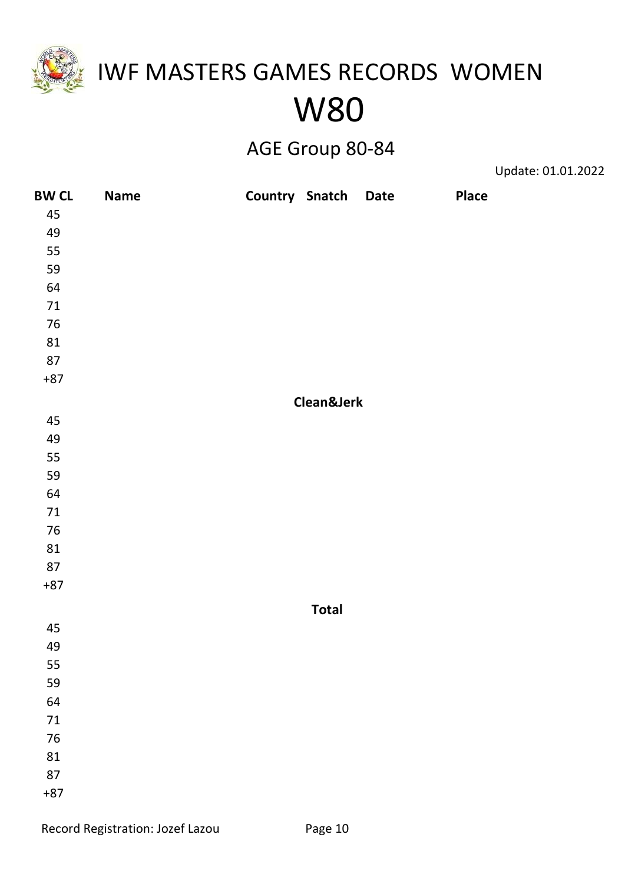# IWF MASTERS GAMES RECORDS WOMEN

# W80

## AGE Group 80-84

Update: 01.01.2022

| BW CL | Name | Country | Snatch | Date | Place |
|---|---|---|---|---|---|
| 45 | | | | | |
| 49 | | | | | |
| 55 | | | | | |
| 59 | | | | | |
| 64 | | | | | |
| 71 | | | | | |
| 76 | | | | | |
| 81 | | | | | |
| 87 | | | | | |
| +87 | | | | | |
| | | | **Clean&Jerk** | | |
| 45 | | | | | |
| 49 | | | | | |
| 55 | | | | | |
| 59 | | | | | |
| 64 | | | | | |
| 71 | | | | | |
| 76 | | | | | |
| 81 | | | | | |
| 87 | | | | | |
| +87 | | | | | |
| | | | **Total** | | |
| 45 | | | | | |
| 49 | | | | | |
| 55 | | | | | |
| 59 | | | | | |
| 64 | | | | | |
| 71 | | | | | |
| 76 | | | | | |
| 81 | | | | | |
| 87 | | | | | |
| +87 | | | | | |

Record Registration: Jozef Lazou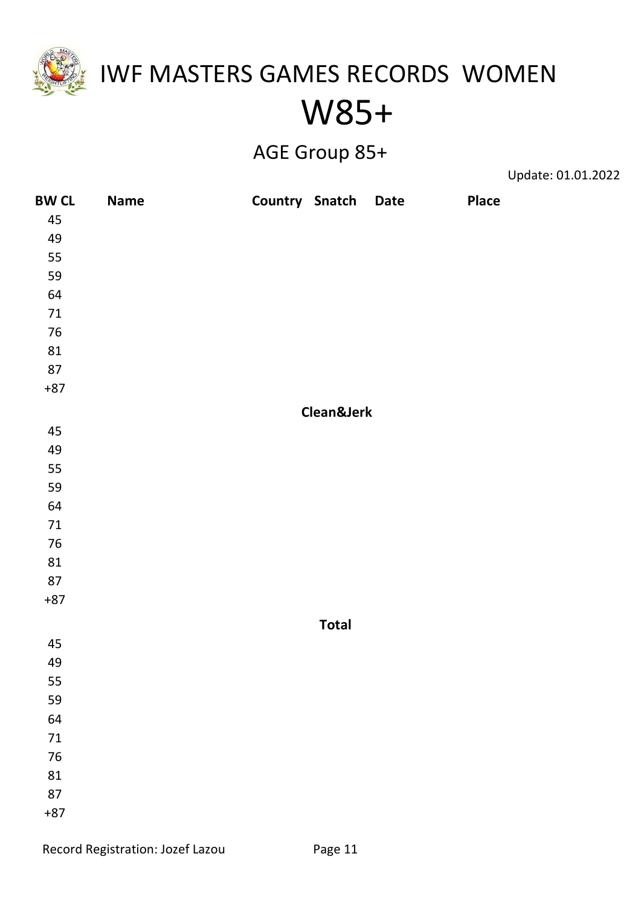# IWF MASTERS GAMES RECORDS WOMEN

# W85+

## AGE Group 85+

Update: 01.01.2022

| BW CL | Name | Country | Snatch | Date | Place |
|---|---|---|---|---|---|
| 45 | | | | | |
| 49 | | | | | |
| 55 | | | | | |
| 59 | | | | | |
| 64 | | | | | |
| 71 | | | | | |
| 76 | | | | | |
| 81 | | | | | |
| 87 | | | | | |
| +87 | | | | | |
| | | | **Clean&Jerk** | | |
| 45 | | | | | |
| 49 | | | | | |
| 55 | | | | | |
| 59 | | | | | |
| 64 | | | | | |
| 71 | | | | | |
| 76 | | | | | |
| 81 | | | | | |
| 87 | | | | | |
| +87 | | | | | |
| | | | **Total** | | |
| 45 | | | | | |
| 49 | | | | | |
| 55 | | | | | |
| 59 | | | | | |
| 64 | | | | | |
| 71 | | | | | |
| 76 | | | | | |
| 81 | | | | | |
| 87 | | | | | |
| +87 | | | | | |

Record Registration: Jozef Lazou